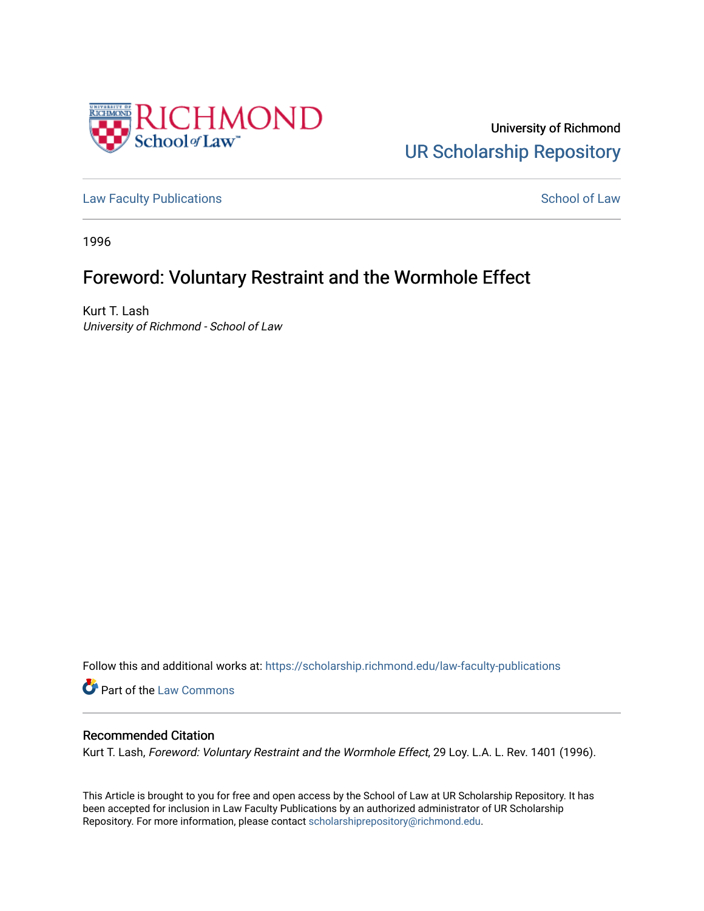University of Richmond
UR Scholarship Repository

Law Faculty Publications

School of Law

1996

# Foreword: Voluntary Restraint and the Wormhole Effect

Kurt T. Lash
*University of Richmond - School of Law*

Follow this and additional works at: https://scholarship.richmond.edu/law-faculty-publications

Part of the Law Commons

## Recommended Citation

Kurt T. Lash, *Foreword: Voluntary Restraint and the Wormhole Effect*, 29 Loy. L.A. L. Rev. 1401 (1996).

This Article is brought to you for free and open access by the School of Law at UR Scholarship Repository. It has been accepted for inclusion in Law Faculty Publications by an authorized administrator of UR Scholarship Repository. For more information, please contact scholarshiprepository@richmond.edu.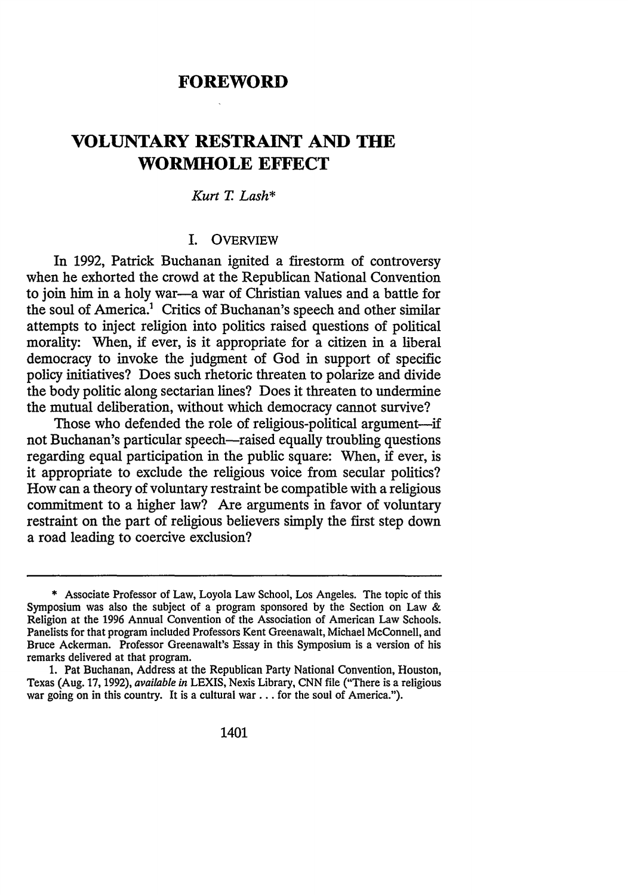# FOREWORD

# VOLUNTARY RESTRAINT AND THE WORMHOLE EFFECT

*Kurt T. Lash**

## I. OVERVIEW

In 1992, Patrick Buchanan ignited a firestorm of controversy when he exhorted the crowd at the Republican National Convention to join him in a holy war—a war of Christian values and a battle for the soul of America.[1] Critics of Buchanan's speech and other similar attempts to inject religion into politics raised questions of political morality: When, if ever, is it appropriate for a citizen in a liberal democracy to invoke the judgment of God in support of specific policy initiatives? Does such rhetoric threaten to polarize and divide the body politic along sectarian lines? Does it threaten to undermine the mutual deliberation, without which democracy cannot survive?

Those who defended the role of religious-political argument—if not Buchanan's particular speech—raised equally troubling questions regarding equal participation in the public square: When, if ever, is it appropriate to exclude the religious voice from secular politics? How can a theory of voluntary restraint be compatible with a religious commitment to a higher law? Are arguments in favor of voluntary restraint on the part of religious believers simply the first step down a road leading to coercive exclusion?

---

\* Associate Professor of Law, Loyola Law School, Los Angeles. The topic of this Symposium was also the subject of a program sponsored by the Section on Law & Religion at the 1996 Annual Convention of the Association of American Law Schools. Panelists for that program included Professors Kent Greenawalt, Michael McConnell, and Bruce Ackerman. Professor Greenawalt's Essay in this Symposium is a version of his remarks delivered at that program.

1. Pat Buchanan, Address at the Republican Party National Convention, Houston, Texas (Aug. 17, 1992), *available in* LEXIS, Nexis Library, CNN file ("There is a religious war going on in this country. It is a cultural war . . . for the soul of America.").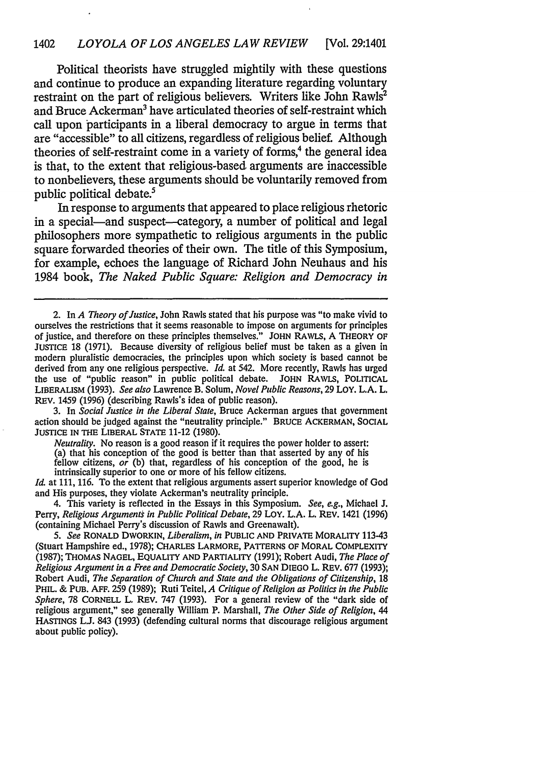Political theorists have struggled mightily with these questions and continue to produce an expanding literature regarding voluntary restraint on the part of religious believers. Writers like John Rawls[2] and Bruce Ackerman[3] have articulated theories of self-restraint which call upon participants in a liberal democracy to argue in terms that are "accessible" to all citizens, regardless of religious belief. Although theories of self-restraint come in a variety of forms,[4] the general idea is that, to the extent that religious-based arguments are inaccessible to nonbelievers, these arguments should be voluntarily removed from public political debate.[5]

In response to arguments that appeared to place religious rhetoric in a special—and suspect—category, a number of political and legal philosophers more sympathetic to religious arguments in the public square forwarded theories of their own. The title of this Symposium, for example, echoes the language of Richard John Neuhaus and his 1984 book, *The Naked Public Square: Religion and Democracy in*

---

2. In *A Theory of Justice*, John Rawls stated that his purpose was "to make vivid to ourselves the restrictions that it seems reasonable to impose on arguments for principles of justice, and therefore on these principles themselves." JOHN RAWLS, A THEORY OF JUSTICE 18 (1971). Because diversity of religious belief must be taken as a given in modern pluralistic democracies, the principles upon which society is based cannot be derived from any one religious perspective. *Id.* at 542. More recently, Rawls has urged the use of "public reason" in public political debate. JOHN RAWLS, POLITICAL LIBERALISM (1993). *See also* Lawrence B. Solum, *Novel Public Reasons*, 29 LOY. L.A. L. REV. 1459 (1996) (describing Rawls's idea of public reason).

3. In *Social Justice in the Liberal State*, Bruce Ackerman argues that government action should be judged against the "neutrality principle." BRUCE ACKERMAN, SOCIAL JUSTICE IN THE LIBERAL STATE 11-12 (1980).

> *Neutrality*. No reason is a good reason if it requires the power holder to assert: (a) that his conception of the good is better than that asserted by any of his fellow citizens, *or* (b) that, regardless of his conception of the good, he is intrinsically superior to one or more of his fellow citizens.

*Id.* at 111, 116. To the extent that religious arguments assert superior knowledge of God and His purposes, they violate Ackerman's neutrality principle.

4. This variety is reflected in the Essays in this Symposium. *See, e.g.*, Michael J. Perry, *Religious Arguments in Public Political Debate*, 29 LOY. L.A. L. REV. 1421 (1996) (containing Michael Perry's discussion of Rawls and Greenawalt).

5. *See* RONALD DWORKIN, *Liberalism*, *in* PUBLIC AND PRIVATE MORALITY 113-43 (Stuart Hampshire ed., 1978); CHARLES LARMORE, PATTERNS OF MORAL COMPLEXITY (1987); THOMAS NAGEL, EQUALITY AND PARTIALITY (1991); Robert Audi, *The Place of Religious Argument in a Free and Democratic Society*, 30 SAN DIEGO L. REV. 677 (1993); Robert Audi, *The Separation of Church and State and the Obligations of Citizenship*, 18 PHIL. & PUB. AFF. 259 (1989); Ruti Teitel, *A Critique of Religion as Politics in the Public Sphere*, 78 CORNELL L. REV. 747 (1993). For a general review of the "dark side of religious argument," see generally William P. Marshall, *The Other Side of Religion*, 44 HASTINGS L.J. 843 (1993) (defending cultural norms that discourage religious argument about public policy).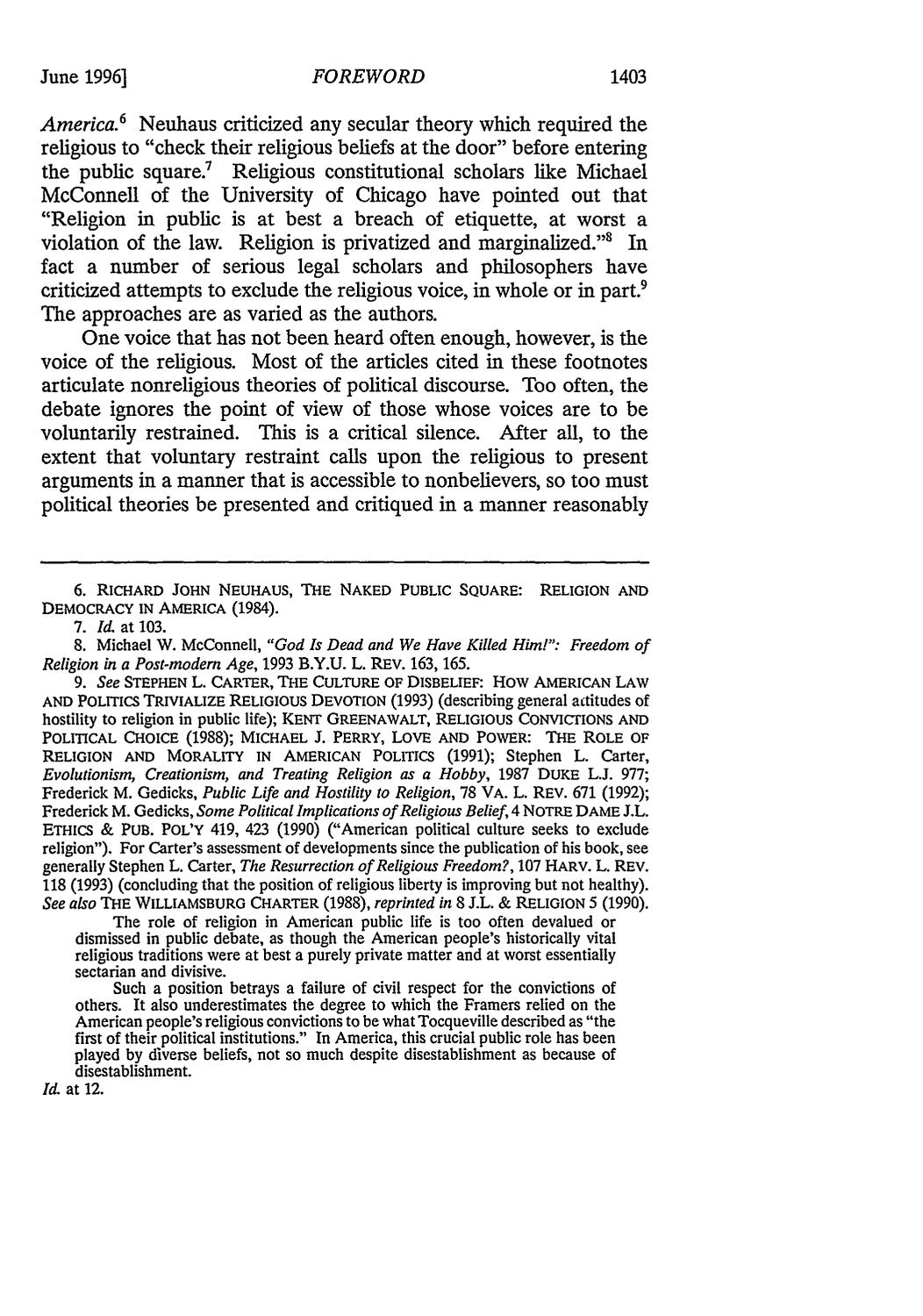*America.*[6] Neuhaus criticized any secular theory which required the religious to "check their religious beliefs at the door" before entering the public square.[7] Religious constitutional scholars like Michael McConnell of the University of Chicago have pointed out that "Religion in public is at best a breach of etiquette, at worst a violation of the law. Religion is privatized and marginalized."[8] In fact a number of serious legal scholars and philosophers have criticized attempts to exclude the religious voice, in whole or in part.[9] The approaches are as varied as the authors.

One voice that has not been heard often enough, however, is the voice of the religious. Most of the articles cited in these footnotes articulate nonreligious theories of political discourse. Too often, the debate ignores the point of view of those whose voices are to be voluntarily restrained. This is a critical silence. After all, to the extent that voluntary restraint calls upon the religious to present arguments in a manner that is accessible to nonbelievers, so too must political theories be presented and critiqued in a manner reasonably

---

6. RICHARD JOHN NEUHAUS, THE NAKED PUBLIC SQUARE: RELIGION AND DEMOCRACY IN AMERICA (1984).

7. *Id.* at 103.

8. Michael W. McConnell, *"God Is Dead and We Have Killed Him!": Freedom of Religion in a Post-modern Age*, 1993 B.Y.U. L. REV. 163, 165.

9. *See* STEPHEN L. CARTER, THE CULTURE OF DISBELIEF: HOW AMERICAN LAW AND POLITICS TRIVIALIZE RELIGIOUS DEVOTION (1993) (describing general attitudes of hostility to religion in public life); KENT GREENAWALT, RELIGIOUS CONVICTIONS AND POLITICAL CHOICE (1988); MICHAEL J. PERRY, LOVE AND POWER: THE ROLE OF RELIGION AND MORALITY IN AMERICAN POLITICS (1991); Stephen L. Carter, *Evolutionism, Creationism, and Treating Religion as a Hobby*, 1987 DUKE L.J. 977; Frederick M. Gedicks, *Public Life and Hostility to Religion*, 78 VA. L. REV. 671 (1992); Frederick M. Gedicks, *Some Political Implications of Religious Belief*, 4 NOTRE DAME J.L. ETHICS & PUB. POL'Y 419, 423 (1990) ("American political culture seeks to exclude religion"). For Carter's assessment of developments since the publication of his book, see generally Stephen L. Carter, *The Resurrection of Religious Freedom?*, 107 HARV. L. REV. 118 (1993) (concluding that the position of religious liberty is improving but not healthy). *See also* THE WILLIAMSBURG CHARTER (1988), *reprinted in* 8 J.L. & RELIGION 5 (1990).

> The role of religion in American public life is too often devalued or dismissed in public debate, as though the American people's historically vital religious traditions were at best a purely private matter and at worst essentially sectarian and divisive.
>
> Such a position betrays a failure of civil respect for the convictions of others. It also underestimates the degree to which the Framers relied on the American people's religious convictions to be what Tocqueville described as "the first of their political institutions." In America, this crucial public role has been played by diverse beliefs, not so much despite disestablishment as because of disestablishment.

*Id.* at 12.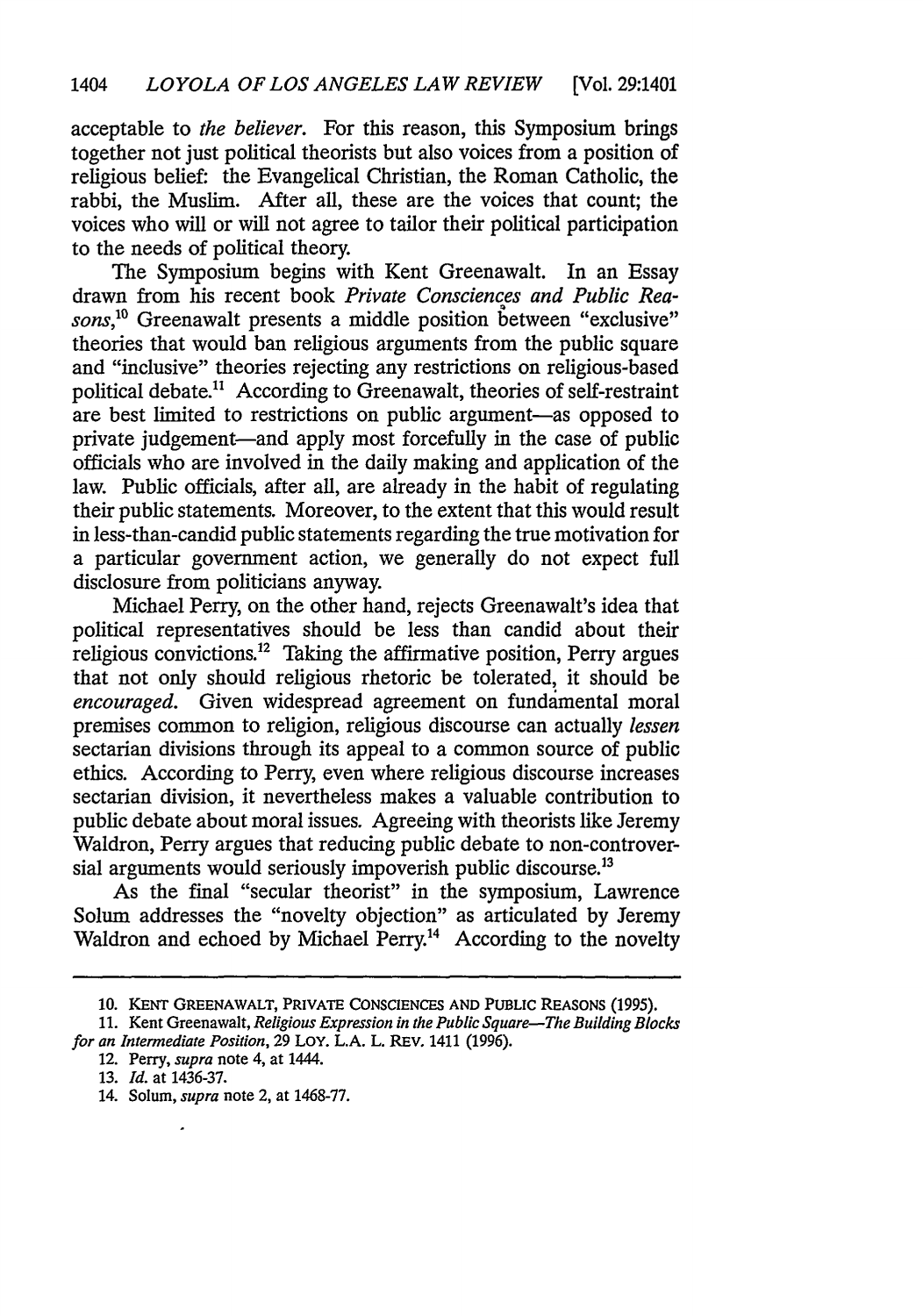acceptable to *the believer*. For this reason, this Symposium brings together not just political theorists but also voices from a position of religious belief: the Evangelical Christian, the Roman Catholic, the rabbi, the Muslim. After all, these are the voices that count; the voices who will or will not agree to tailor their political participation to the needs of political theory.

The Symposium begins with Kent Greenawalt. In an Essay drawn from his recent book *Private Consciences and Public Reasons*,[10] Greenawalt presents a middle position between "exclusive" theories that would ban religious arguments from the public square and "inclusive" theories rejecting any restrictions on religious-based political debate.[11] According to Greenawalt, theories of self-restraint are best limited to restrictions on public argument—as opposed to private judgement—and apply most forcefully in the case of public officials who are involved in the daily making and application of the law. Public officials, after all, are already in the habit of regulating their public statements. Moreover, to the extent that this would result in less-than-candid public statements regarding the true motivation for a particular government action, we generally do not expect full disclosure from politicians anyway.

Michael Perry, on the other hand, rejects Greenawalt's idea that political representatives should be less than candid about their religious convictions.[12] Taking the affirmative position, Perry argues that not only should religious rhetoric be tolerated, it should be *encouraged*. Given widespread agreement on fundamental moral premises common to religion, religious discourse can actually *lessen* sectarian divisions through its appeal to a common source of public ethics. According to Perry, even where religious discourse increases sectarian division, it nevertheless makes a valuable contribution to public debate about moral issues. Agreeing with theorists like Jeremy Waldron, Perry argues that reducing public debate to non-controversial arguments would seriously impoverish public discourse.[13]

As the final "secular theorist" in the symposium, Lawrence Solum addresses the "novelty objection" as articulated by Jeremy Waldron and echoed by Michael Perry.[14] According to the novelty

---

10. KENT GREENAWALT, PRIVATE CONSCIENCES AND PUBLIC REASONS (1995).

11. Kent Greenawalt, *Religious Expression in the Public Square—The Building Blocks for an Intermediate Position*, 29 LOY. L.A. L. REV. 1411 (1996).

12. Perry, *supra* note 4, at 1444.

13. *Id.* at 1436-37.

14. Solum, *supra* note 2, at 1468-77.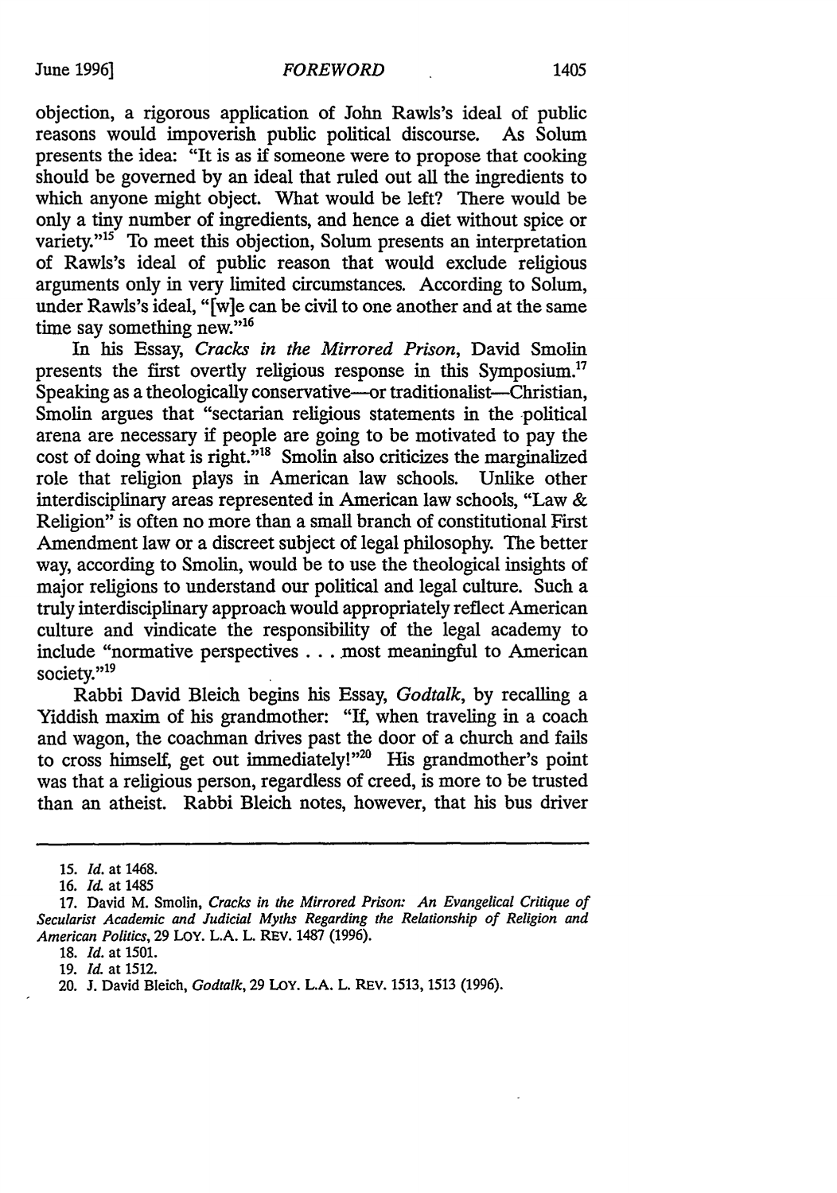objection, a rigorous application of John Rawls's ideal of public reasons would impoverish public political discourse. As Solum presents the idea: "It is as if someone were to propose that cooking should be governed by an ideal that ruled out all the ingredients to which anyone might object. What would be left? There would be only a tiny number of ingredients, and hence a diet without spice or variety."[15] To meet this objection, Solum presents an interpretation of Rawls's ideal of public reason that would exclude religious arguments only in very limited circumstances. According to Solum, under Rawls's ideal, "[w]e can be civil to one another and at the same time say something new."[16]

In his Essay, *Cracks in the Mirrored Prison*, David Smolin presents the first overtly religious response in this Symposium.[17] Speaking as a theologically conservative—or traditionalist—Christian, Smolin argues that "sectarian religious statements in the political arena are necessary if people are going to be motivated to pay the cost of doing what is right."[18] Smolin also criticizes the marginalized role that religion plays in American law schools. Unlike other interdisciplinary areas represented in American law schools, "Law & Religion" is often no more than a small branch of constitutional First Amendment law or a discreet subject of legal philosophy. The better way, according to Smolin, would be to use the theological insights of major religions to understand our political and legal culture. Such a truly interdisciplinary approach would appropriately reflect American culture and vindicate the responsibility of the legal academy to include "normative perspectives . . . most meaningful to American society."[19]

Rabbi David Bleich begins his Essay, *Godtalk*, by recalling a Yiddish maxim of his grandmother: "If, when traveling in a coach and wagon, the coachman drives past the door of a church and fails to cross himself, get out immediately!"[20] His grandmother's point was that a religious person, regardless of creed, is more to be trusted than an atheist. Rabbi Bleich notes, however, that his bus driver

---

15. *Id.* at 1468.

16. *Id.* at 1485

17. David M. Smolin, *Cracks in the Mirrored Prison: An Evangelical Critique of Secularist Academic and Judicial Myths Regarding the Relationship of Religion and American Politics*, 29 LOY. L.A. L. REV. 1487 (1996).

18. *Id.* at 1501.

19. *Id.* at 1512.

20. J. David Bleich, *Godtalk*, 29 LOY. L.A. L. REV. 1513, 1513 (1996).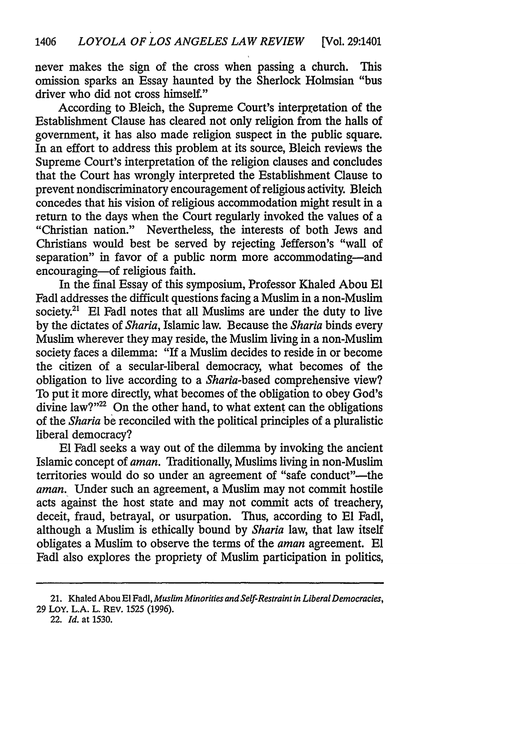never makes the sign of the cross when passing a church. This omission sparks an Essay haunted by the Sherlock Holmsian "bus driver who did not cross himself."

According to Bleich, the Supreme Court's interpretation of the Establishment Clause has cleared not only religion from the halls of government, it has also made religion suspect in the public square. In an effort to address this problem at its source, Bleich reviews the Supreme Court's interpretation of the religion clauses and concludes that the Court has wrongly interpreted the Establishment Clause to prevent nondiscriminatory encouragement of religious activity. Bleich concedes that his vision of religious accommodation might result in a return to the days when the Court regularly invoked the values of a "Christian nation." Nevertheless, the interests of both Jews and Christians would best be served by rejecting Jefferson's "wall of separation" in favor of a public norm more accommodating—and encouraging—of religious faith.

In the final Essay of this symposium, Professor Khaled Abou El Fadl addresses the difficult questions facing a Muslim in a non-Muslim society.[21] El Fadl notes that all Muslims are under the duty to live by the dictates of *Sharia*, Islamic law. Because the *Sharia* binds every Muslim wherever they may reside, the Muslim living in a non-Muslim society faces a dilemma: "If a Muslim decides to reside in or become the citizen of a secular-liberal democracy, what becomes of the obligation to live according to a *Sharia*-based comprehensive view? To put it more directly, what becomes of the obligation to obey God's divine law?"[22] On the other hand, to what extent can the obligations of the *Sharia* be reconciled with the political principles of a pluralistic liberal democracy?

El Fadl seeks a way out of the dilemma by invoking the ancient Islamic concept of *aman*. Traditionally, Muslims living in non-Muslim territories would do so under an agreement of "safe conduct"—the *aman*. Under such an agreement, a Muslim may not commit hostile acts against the host state and may not commit acts of treachery, deceit, fraud, betrayal, or usurpation. Thus, according to El Fadl, although a Muslim is ethically bound by *Sharia* law, that law itself obligates a Muslim to observe the terms of the *aman* agreement. El Fadl also explores the propriety of Muslim participation in politics,

---

21. Khaled Abou El Fadl, *Muslim Minorities and Self-Restraint in Liberal Democracies*, 29 LOY. L.A. L. REV. 1525 (1996).

22. *Id.* at 1530.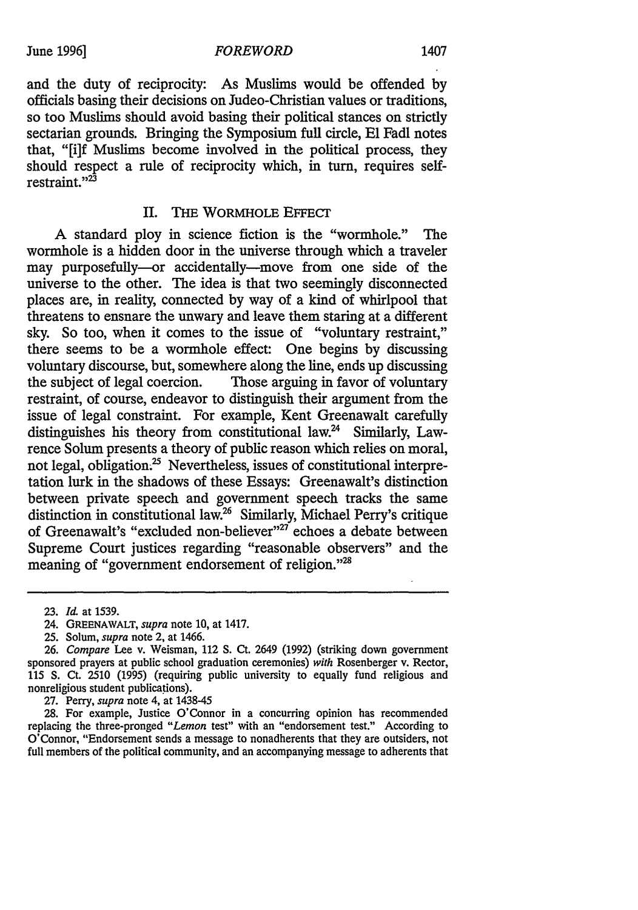and the duty of reciprocity: As Muslims would be offended by officials basing their decisions on Judeo-Christian values or traditions, so too Muslims should avoid basing their political stances on strictly sectarian grounds. Bringing the Symposium full circle, El Fadl notes that, "[i]f Muslims become involved in the political process, they should respect a rule of reciprocity which, in turn, requires self-restraint."[23]

## II. THE WORMHOLE EFFECT

A standard ploy in science fiction is the "wormhole." The wormhole is a hidden door in the universe through which a traveler may purposefully—or accidentally—move from one side of the universe to the other. The idea is that two seemingly disconnected places are, in reality, connected by way of a kind of whirlpool that threatens to ensnare the unwary and leave them staring at a different sky. So too, when it comes to the issue of "voluntary restraint," there seems to be a wormhole effect: One begins by discussing voluntary discourse, but, somewhere along the line, ends up discussing the subject of legal coercion. Those arguing in favor of voluntary restraint, of course, endeavor to distinguish their argument from the issue of legal constraint. For example, Kent Greenawalt carefully distinguishes his theory from constitutional law.[24] Similarly, Lawrence Solum presents a theory of public reason which relies on moral, not legal, obligation.[25] Nevertheless, issues of constitutional interpretation lurk in the shadows of these Essays: Greenawalt's distinction between private speech and government speech tracks the same distinction in constitutional law.[26] Similarly, Michael Perry's critique of Greenawalt's "excluded non-believer"[27] echoes a debate between Supreme Court justices regarding "reasonable observers" and the meaning of "government endorsement of religion."[28]

---

23. *Id.* at 1539.

24. GREENAWALT, *supra* note 10, at 1417.

25. Solum, *supra* note 2, at 1466.

26. *Compare* Lee v. Weisman, 112 S. Ct. 2649 (1992) (striking down government sponsored prayers at public school graduation ceremonies) *with* Rosenberger v. Rector, 115 S. Ct. 2510 (1995) (requiring public university to equally fund religious and nonreligious student publications).

27. Perry, *supra* note 4, at 1438-45

28. For example, Justice O'Connor in a concurring opinion has recommended replacing the three-pronged "*Lemon* test" with an "endorsement test." According to O'Connor, "Endorsement sends a message to nonadherents that they are outsiders, not full members of the political community, and an accompanying message to adherents that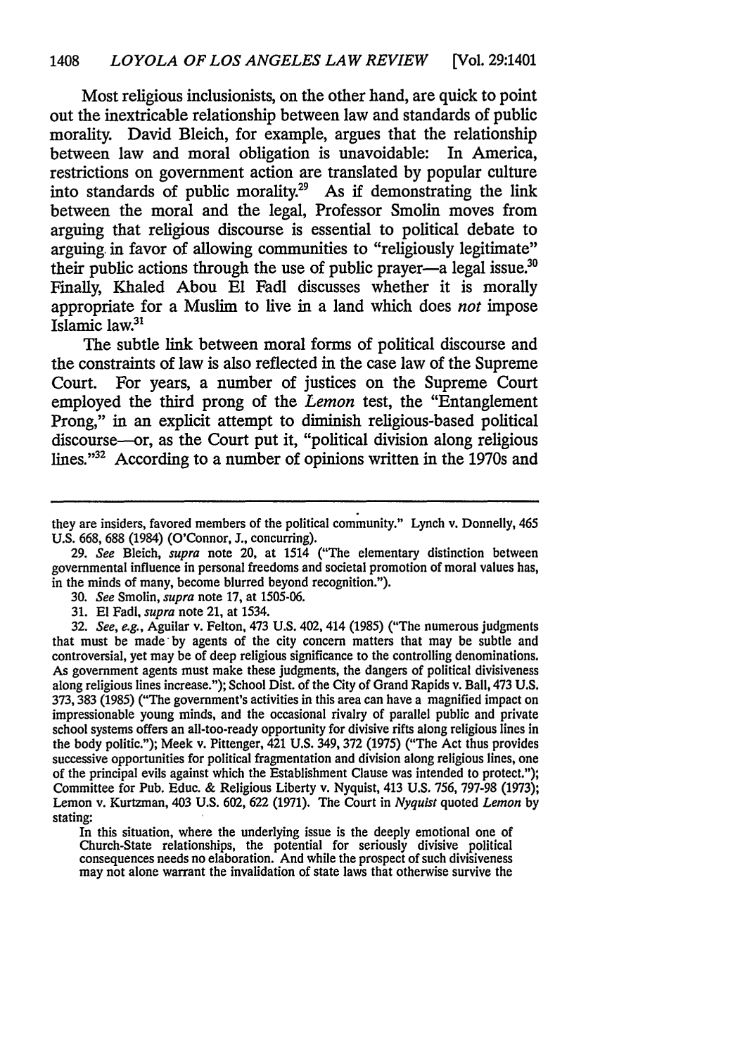Most religious inclusionists, on the other hand, are quick to point out the inextricable relationship between law and standards of public morality. David Bleich, for example, argues that the relationship between law and moral obligation is unavoidable: In America, restrictions on government action are translated by popular culture into standards of public morality.[29] As if demonstrating the link between the moral and the legal, Professor Smolin moves from arguing that religious discourse is essential to political debate to arguing in favor of allowing communities to "religiously legitimate" their public actions through the use of public prayer—a legal issue.[30] Finally, Khaled Abou El Fadl discusses whether it is morally appropriate for a Muslim to live in a land which does *not* impose Islamic law.[31]

The subtle link between moral forms of political discourse and the constraints of law is also reflected in the case law of the Supreme Court. For years, a number of justices on the Supreme Court employed the third prong of the *Lemon* test, the "Entanglement Prong," in an explicit attempt to diminish religious-based political discourse—or, as the Court put it, "political division along religious lines."[32] According to a number of opinions written in the 1970s and

---

they are insiders, favored members of the political community." Lynch v. Donnelly, 465 U.S. 668, 688 (1984) (O'Connor, J., concurring).

29. *See* Bleich, *supra* note 20, at 1514 ("The elementary distinction between governmental influence in personal freedoms and societal promotion of moral values has, in the minds of many, become blurred beyond recognition.").

30. *See* Smolin, *supra* note 17, at 1505-06.

31. El Fadl, *supra* note 21, at 1534.

32. *See, e.g.*, Aguilar v. Felton, 473 U.S. 402, 414 (1985) ("The numerous judgments that must be made by agents of the city concern matters that may be subtle and controversial, yet may be of deep religious significance to the controlling denominations. As government agents must make these judgments, the dangers of political divisiveness along religious lines increase."); School Dist. of the City of Grand Rapids v. Ball, 473 U.S. 373, 383 (1985) ("The government's activities in this area can have a magnified impact on impressionable young minds, and the occasional rivalry of parallel public and private school systems offers an all-too-ready opportunity for divisive rifts along religious lines in the body politic."); Meek v. Pittenger, 421 U.S. 349, 372 (1975) ("The Act thus provides successive opportunities for political fragmentation and division along religious lines, one of the principal evils against which the Establishment Clause was intended to protect."); Committee for Pub. Educ. & Religious Liberty v. Nyquist, 413 U.S. 756, 797-98 (1973); Lemon v. Kurtzman, 403 U.S. 602, 622 (1971). The Court in *Nyquist* quoted *Lemon* by stating:

> In this situation, where the underlying issue is the deeply emotional one of Church-State relationships, the potential for seriously divisive political consequences needs no elaboration. And while the prospect of such divisiveness may not alone warrant the invalidation of state laws that otherwise survive the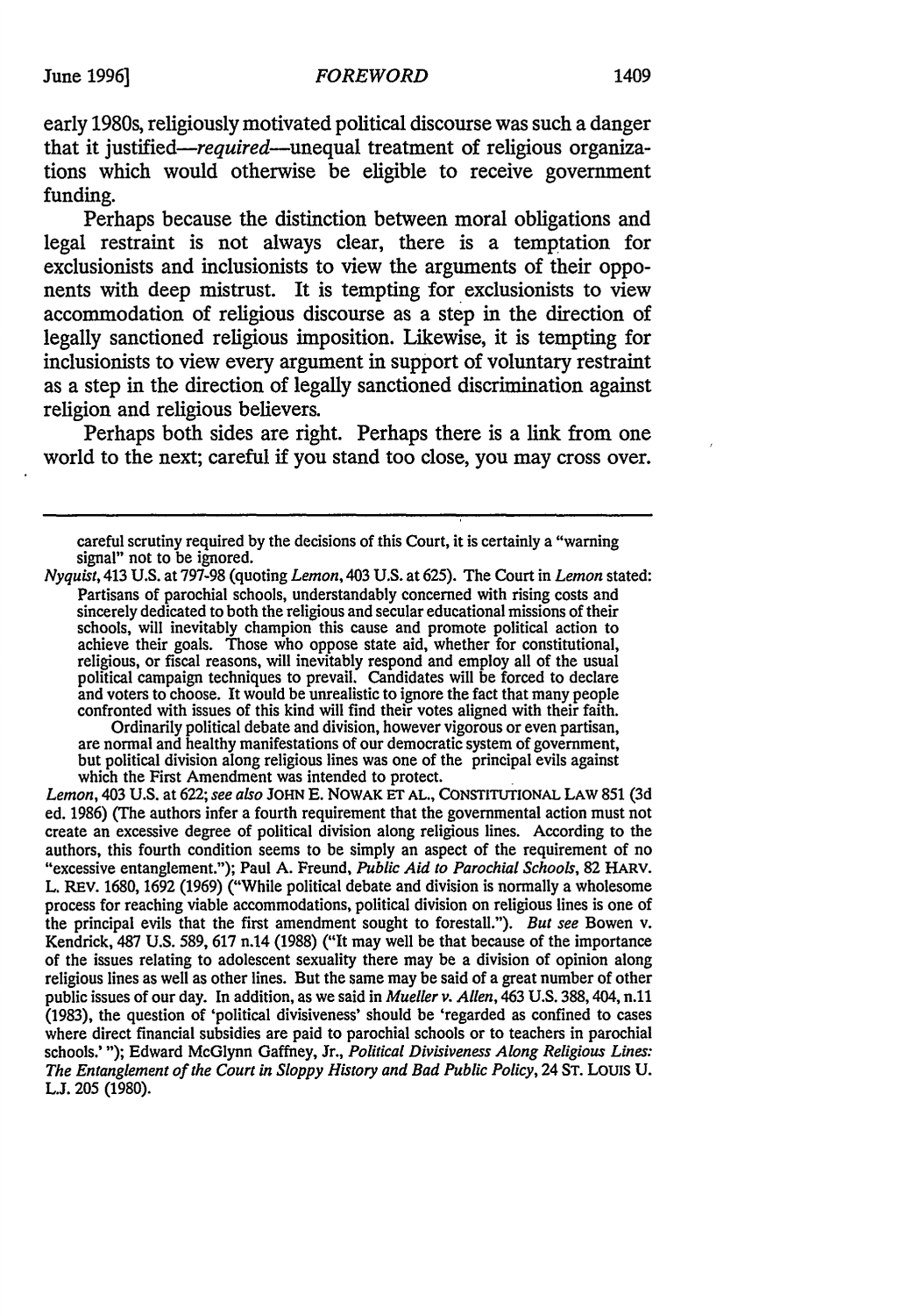early 1980s, religiously motivated political discourse was such a danger that it justified—*required*—unequal treatment of religious organizations which would otherwise be eligible to receive government funding.

Perhaps because the distinction between moral obligations and legal restraint is not always clear, there is a temptation for exclusionists and inclusionists to view the arguments of their opponents with deep mistrust. It is tempting for exclusionists to view accommodation of religious discourse as a step in the direction of legally sanctioned religious imposition. Likewise, it is tempting for inclusionists to view every argument in support of voluntary restraint as a step in the direction of legally sanctioned discrimination against religion and religious believers.

Perhaps both sides are right. Perhaps there is a link from one world to the next; careful if you stand too close, you may cross over.

---

careful scrutiny required by the decisions of this Court, it is certainly a "warning signal" not to be ignored.

*Nyquist*, 413 U.S. at 797-98 (quoting *Lemon*, 403 U.S. at 625). The Court in *Lemon* stated:

> Partisans of parochial schools, understandably concerned with rising costs and sincerely dedicated to both the religious and secular educational missions of their schools, will inevitably champion this cause and promote political action to achieve their goals. Those who oppose state aid, whether for constitutional, religious, or fiscal reasons, will inevitably respond and employ all of the usual political campaign techniques to prevail. Candidates will be forced to declare and voters to choose. It would be unrealistic to ignore the fact that many people confronted with issues of this kind will find their votes aligned with their faith.
>
> Ordinarily political debate and division, however vigorous or even partisan, are normal and healthy manifestations of our democratic system of government, but political division along religious lines was one of the principal evils against which the First Amendment was intended to protect.

*Lemon*, 403 U.S. at 622; *see also* JOHN E. NOWAK ET AL., CONSTITUTIONAL LAW 851 (3d ed. 1986) (The authors infer a fourth requirement that the governmental action must not create an excessive degree of political division along religious lines. According to the authors, this fourth condition seems to be simply an aspect of the requirement of no "excessive entanglement."); Paul A. Freund, *Public Aid to Parochial Schools*, 82 HARV. L. REV. 1680, 1692 (1969) ("While political debate and division is normally a wholesome process for reaching viable accommodations, political division on religious lines is one of the principal evils that the first amendment sought to forestall."). *But see* Bowen v. Kendrick, 487 U.S. 589, 617 n.14 (1988) ("It may well be that because of the importance of the issues relating to adolescent sexuality there may be a division of opinion along religious lines as well as other lines. But the same may be said of a great number of other public issues of our day. In addition, as we said in *Mueller v. Allen*, 463 U.S. 388, 404, n.11 (1983), the question of 'political divisiveness' should be 'regarded as confined to cases where direct financial subsidies are paid to parochial schools or to teachers in parochial schools.' "); Edward McGlynn Gaffney, Jr., *Political Divisiveness Along Religious Lines: The Entanglement of the Court in Sloppy History and Bad Public Policy*, 24 ST. LOUIS U. L.J. 205 (1980).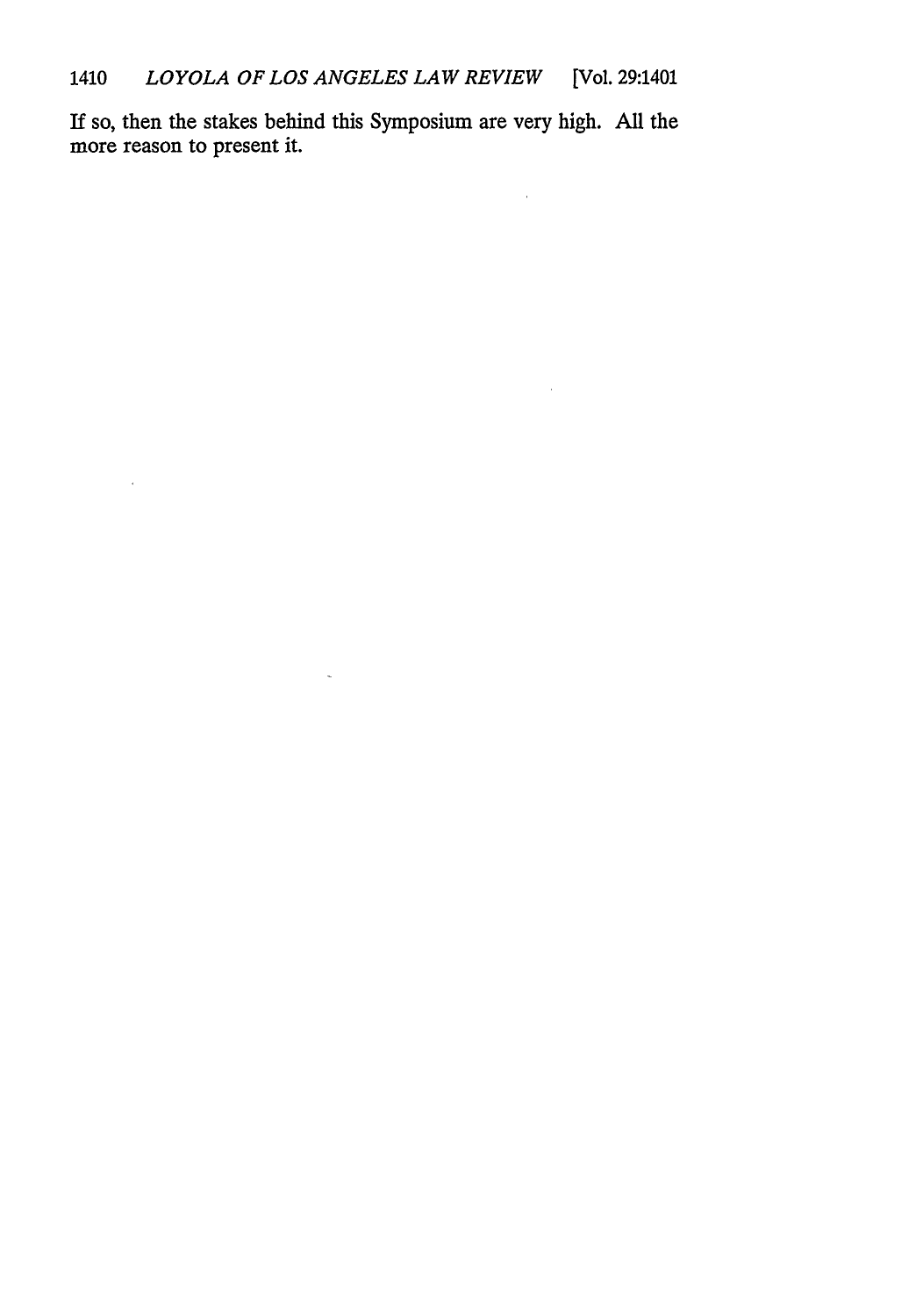If so, then the stakes behind this Symposium are very high. All the more reason to present it.